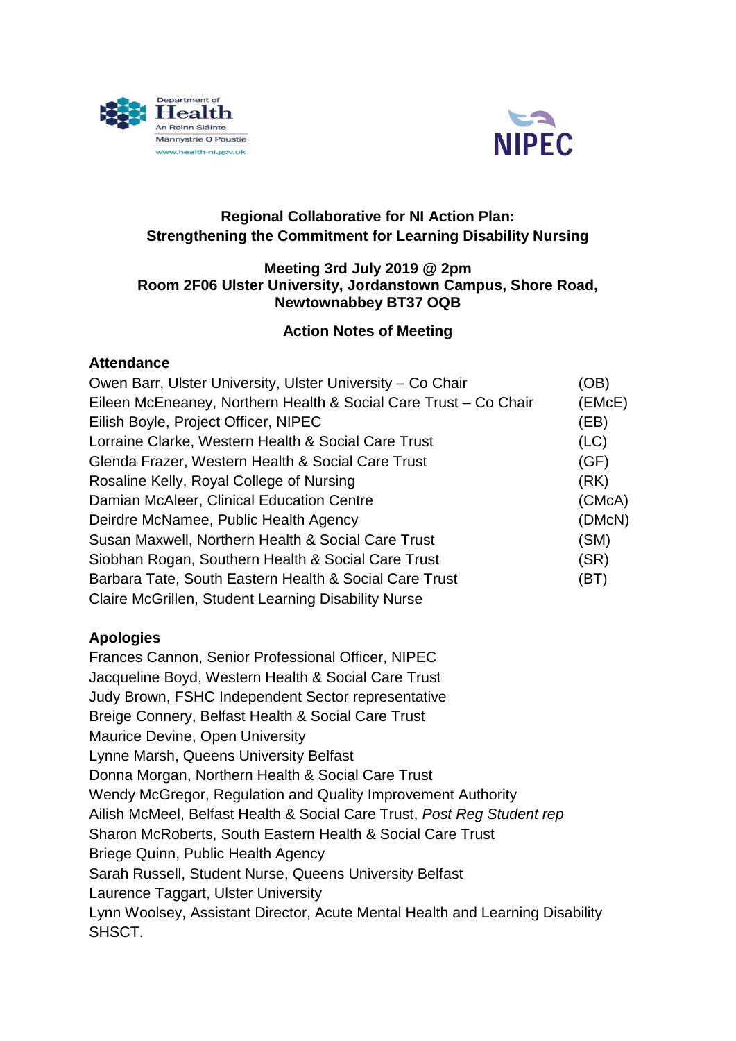Department of Health
An Roinn Sláinte
Männystrie O Poustie
www.health-ni.gov.uk

NIPEC

# Regional Collaborative for NI Action Plan: Strengthening the Commitment for Learning Disability Nursing

**Meeting 3rd July 2019 @ 2pm**
**Room 2F06 Ulster University, Jordanstown Campus, Shore Road, Newtownabbey BT37 OQB**

**Action Notes of Meeting**

## Attendance

| | |
|---|---|
| Owen Barr, Ulster University, Ulster University – Co Chair | (OB) |
| Eileen McEneaney, Northern Health & Social Care Trust – Co Chair | (EMcE) |
| Eilish Boyle, Project Officer, NIPEC | (EB) |
| Lorraine Clarke, Western Health & Social Care Trust | (LC) |
| Glenda Frazer, Western Health & Social Care Trust | (GF) |
| Rosaline Kelly, Royal College of Nursing | (RK) |
| Damian McAleer, Clinical Education Centre | (CMcA) |
| Deirdre McNamee, Public Health Agency | (DMcN) |
| Susan Maxwell, Northern Health & Social Care Trust | (SM) |
| Siobhan Rogan, Southern Health & Social Care Trust | (SR) |
| Barbara Tate, South Eastern Health & Social Care Trust | (BT) |
| Claire McGrillen, Student Learning Disability Nurse | |

## Apologies

Frances Cannon, Senior Professional Officer, NIPEC
Jacqueline Boyd, Western Health & Social Care Trust
Judy Brown, FSHC Independent Sector representative
Breige Connery, Belfast Health & Social Care Trust
Maurice Devine, Open University
Lynne Marsh, Queens University Belfast
Donna Morgan, Northern Health & Social Care Trust
Wendy McGregor, Regulation and Quality Improvement Authority
Ailish McMeel, Belfast Health & Social Care Trust, *Post Reg Student rep*
Sharon McRoberts, South Eastern Health & Social Care Trust
Briege Quinn, Public Health Agency
Sarah Russell, Student Nurse, Queens University Belfast
Laurence Taggart, Ulster University
Lynn Woolsey, Assistant Director, Acute Mental Health and Learning Disability SHSCT.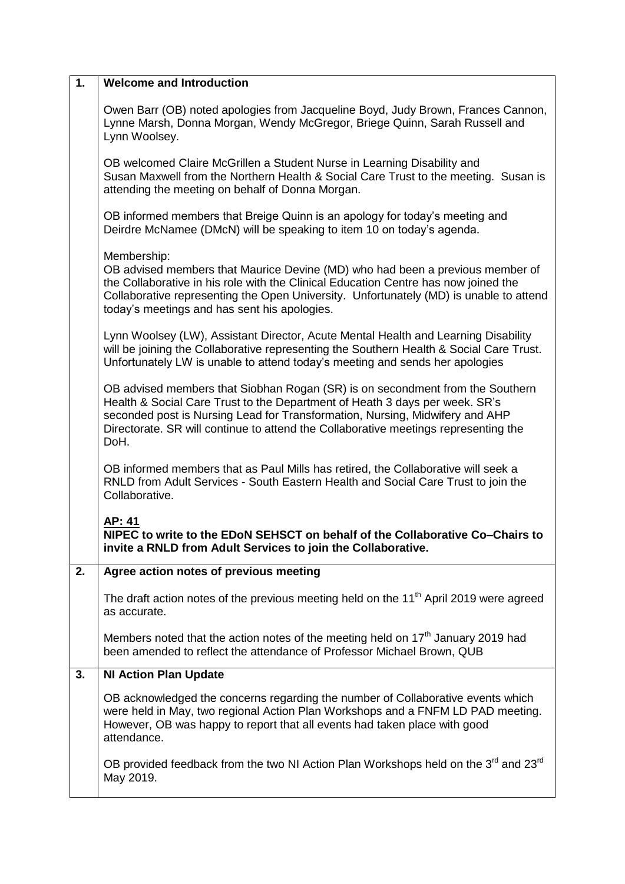| | |
|---|---|
| **1.** | **Welcome and Introduction**<br><br>Owen Barr (OB) noted apologies from Jacqueline Boyd, Judy Brown, Frances Cannon, Lynne Marsh, Donna Morgan, Wendy McGregor, Briege Quinn, Sarah Russell and Lynn Woolsey.<br><br>OB welcomed Claire McGrillen a Student Nurse in Learning Disability and Susan Maxwell from the Northern Health & Social Care Trust to the meeting. Susan is attending the meeting on behalf of Donna Morgan.<br><br>OB informed members that Breige Quinn is an apology for today's meeting and Deirdre McNamee (DMcN) will be speaking to item 10 on today's agenda.<br><br>Membership:<br>OB advised members that Maurice Devine (MD) who had been a previous member of the Collaborative in his role with the Clinical Education Centre has now joined the Collaborative representing the Open University. Unfortunately (MD) is unable to attend today's meetings and has sent his apologies.<br><br>Lynn Woolsey (LW), Assistant Director, Acute Mental Health and Learning Disability will be joining the Collaborative representing the Southern Health & Social Care Trust. Unfortunately LW is unable to attend today's meeting and sends her apologies<br><br>OB advised members that Siobhan Rogan (SR) is on secondment from the Southern Health & Social Care Trust to the Department of Heath 3 days per week. SR's seconded post is Nursing Lead for Transformation, Nursing, Midwifery and AHP Directorate. SR will continue to attend the Collaborative meetings representing the DoH.<br><br>OB informed members that as Paul Mills has retired, the Collaborative will seek a RNLD from Adult Services - South Eastern Health and Social Care Trust to join the Collaborative.<br><br>**<u>AP: 41</u>**<br>**NIPEC to write to the EDoN SEHSCT on behalf of the Collaborative Co–Chairs to invite a RNLD from Adult Services to join the Collaborative.** |
| **2.** | **Agree action notes of previous meeting**<br><br>The draft action notes of the previous meeting held on the 11th April 2019 were agreed as accurate.<br><br>Members noted that the action notes of the meeting held on 17th January 2019 had been amended to reflect the attendance of Professor Michael Brown, QUB |
| **3.** | **NI Action Plan Update**<br><br>OB acknowledged the concerns regarding the number of Collaborative events which were held in May, two regional Action Plan Workshops and a FNFM LD PAD meeting. However, OB was happy to report that all events had taken place with good attendance.<br><br>OB provided feedback from the two NI Action Plan Workshops held on the 3rd and 23rd May 2019. |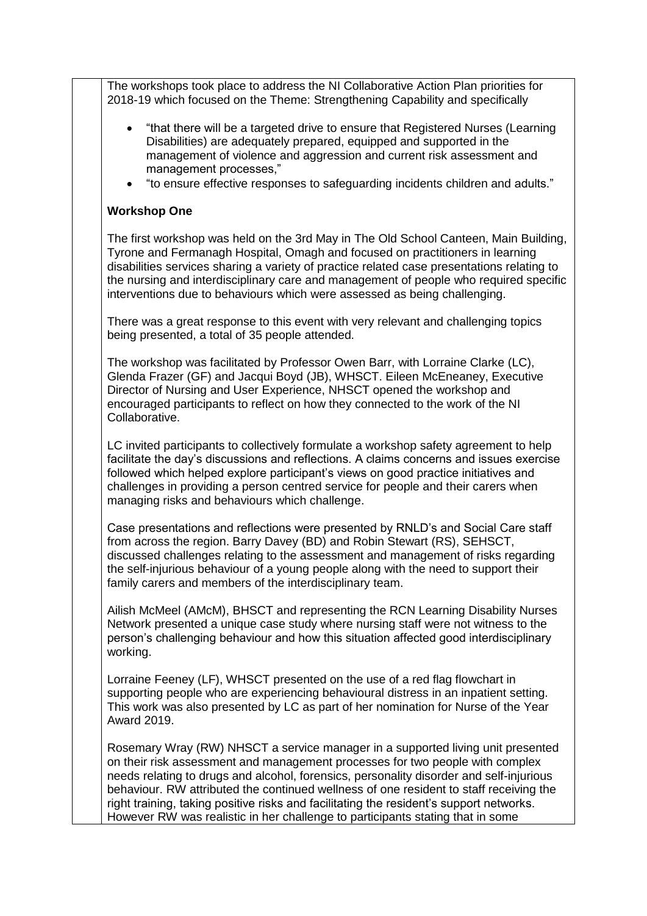The workshops took place to address the NI Collaborative Action Plan priorities for 2018-19 which focused on the Theme: Strengthening Capability and specifically

- "that there will be a targeted drive to ensure that Registered Nurses (Learning Disabilities) are adequately prepared, equipped and supported in the management of violence and aggression and current risk assessment and management processes,"
- "to ensure effective responses to safeguarding incidents children and adults."

**Workshop One**

The first workshop was held on the 3rd May in The Old School Canteen, Main Building, Tyrone and Fermanagh Hospital, Omagh and focused on practitioners in learning disabilities services sharing a variety of practice related case presentations relating to the nursing and interdisciplinary care and management of people who required specific interventions due to behaviours which were assessed as being challenging.

There was a great response to this event with very relevant and challenging topics being presented, a total of 35 people attended.

The workshop was facilitated by Professor Owen Barr, with Lorraine Clarke (LC), Glenda Frazer (GF) and Jacqui Boyd (JB), WHSCT. Eileen McEneaney, Executive Director of Nursing and User Experience, NHSCT opened the workshop and encouraged participants to reflect on how they connected to the work of the NI Collaborative.

LC invited participants to collectively formulate a workshop safety agreement to help facilitate the day's discussions and reflections. A claims concerns and issues exercise followed which helped explore participant's views on good practice initiatives and challenges in providing a person centred service for people and their carers when managing risks and behaviours which challenge.

Case presentations and reflections were presented by RNLD's and Social Care staff from across the region. Barry Davey (BD) and Robin Stewart (RS), SEHSCT, discussed challenges relating to the assessment and management of risks regarding the self-injurious behaviour of a young people along with the need to support their family carers and members of the interdisciplinary team.

Ailish McMeel (AMcM), BHSCT and representing the RCN Learning Disability Nurses Network presented a unique case study where nursing staff were not witness to the person's challenging behaviour and how this situation affected good interdisciplinary working.

Lorraine Feeney (LF), WHSCT presented on the use of a red flag flowchart in supporting people who are experiencing behavioural distress in an inpatient setting. This work was also presented by LC as part of her nomination for Nurse of the Year Award 2019.

Rosemary Wray (RW) NHSCT a service manager in a supported living unit presented on their risk assessment and management processes for two people with complex needs relating to drugs and alcohol, forensics, personality disorder and self-injurious behaviour. RW attributed the continued wellness of one resident to staff receiving the right training, taking positive risks and facilitating the resident's support networks. However RW was realistic in her challenge to participants stating that in some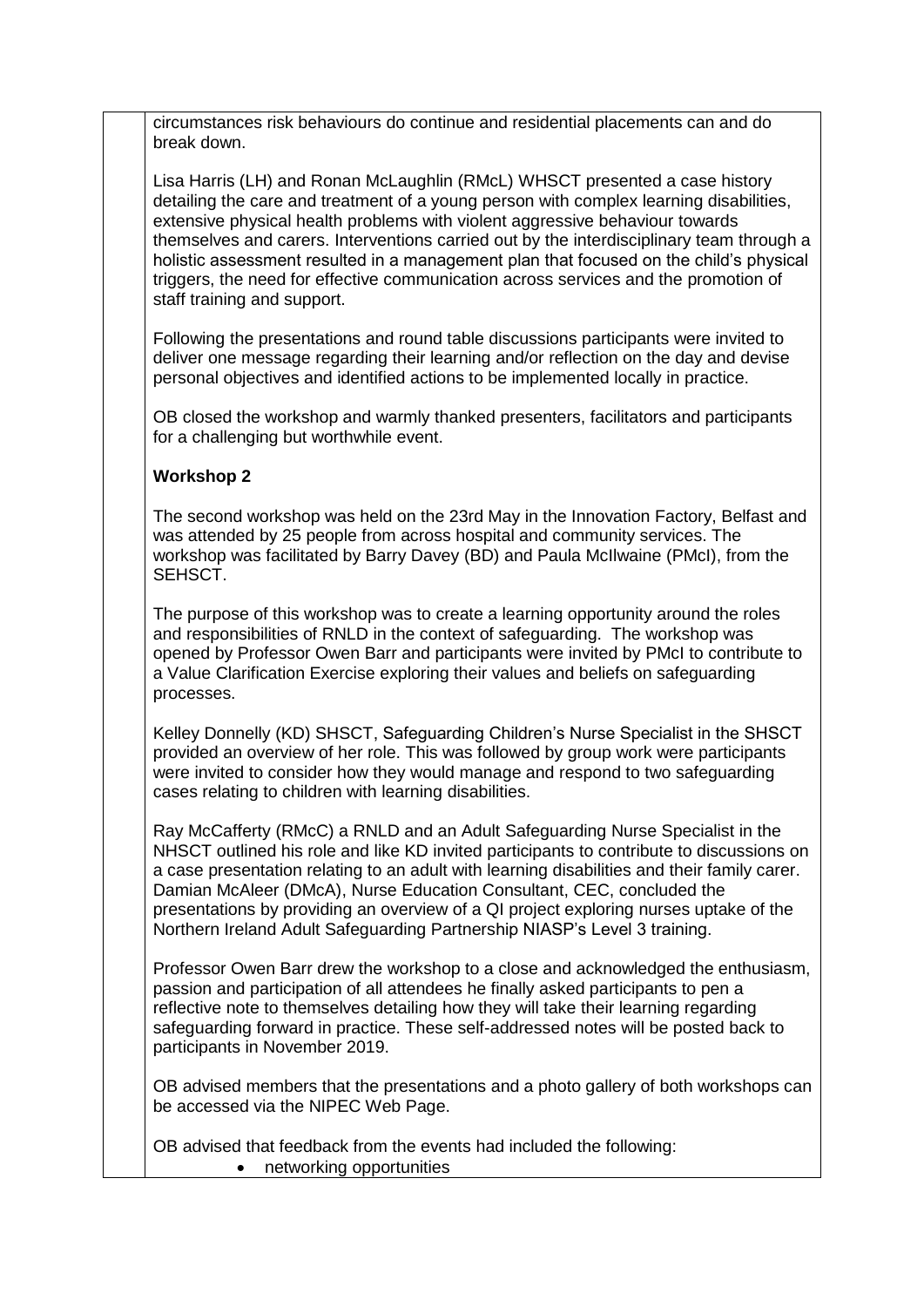circumstances risk behaviours do continue and residential placements can and do break down.

Lisa Harris (LH) and Ronan McLaughlin (RMcL) WHSCT presented a case history detailing the care and treatment of a young person with complex learning disabilities, extensive physical health problems with violent aggressive behaviour towards themselves and carers. Interventions carried out by the interdisciplinary team through a holistic assessment resulted in a management plan that focused on the child's physical triggers, the need for effective communication across services and the promotion of staff training and support.

Following the presentations and round table discussions participants were invited to deliver one message regarding their learning and/or reflection on the day and devise personal objectives and identified actions to be implemented locally in practice.

OB closed the workshop and warmly thanked presenters, facilitators and participants for a challenging but worthwhile event.

**Workshop 2**

The second workshop was held on the 23rd May in the Innovation Factory, Belfast and was attended by 25 people from across hospital and community services. The workshop was facilitated by Barry Davey (BD) and Paula McIlwaine (PMcI), from the SEHSCT.

The purpose of this workshop was to create a learning opportunity around the roles and responsibilities of RNLD in the context of safeguarding. The workshop was opened by Professor Owen Barr and participants were invited by PMcI to contribute to a Value Clarification Exercise exploring their values and beliefs on safeguarding processes.

Kelley Donnelly (KD) SHSCT, Safeguarding Children's Nurse Specialist in the SHSCT provided an overview of her role. This was followed by group work were participants were invited to consider how they would manage and respond to two safeguarding cases relating to children with learning disabilities.

Ray McCafferty (RMcC) a RNLD and an Adult Safeguarding Nurse Specialist in the NHSCT outlined his role and like KD invited participants to contribute to discussions on a case presentation relating to an adult with learning disabilities and their family carer. Damian McAleer (DMcA), Nurse Education Consultant, CEC, concluded the presentations by providing an overview of a QI project exploring nurses uptake of the Northern Ireland Adult Safeguarding Partnership NIASP's Level 3 training.

Professor Owen Barr drew the workshop to a close and acknowledged the enthusiasm, passion and participation of all attendees he finally asked participants to pen a reflective note to themselves detailing how they will take their learning regarding safeguarding forward in practice. These self-addressed notes will be posted back to participants in November 2019.

OB advised members that the presentations and a photo gallery of both workshops can be accessed via the NIPEC Web Page.

OB advised that feedback from the events had included the following:

- networking opportunities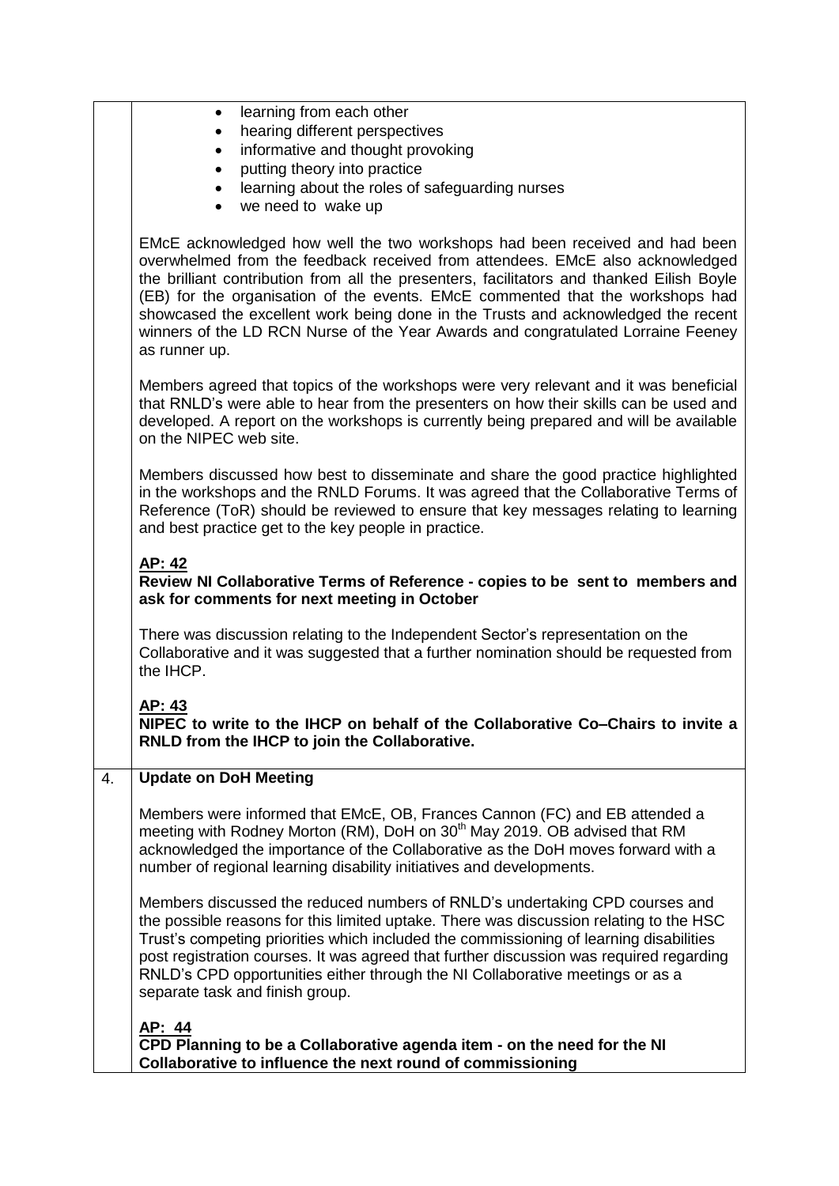|  |  |
|---|---|
|  | - learning from each other<br>- hearing different perspectives<br>- informative and thought provoking<br>- putting theory into practice<br>- learning about the roles of safeguarding nurses<br>- we need to wake up<br><br>EMcE acknowledged how well the two workshops had been received and had been overwhelmed from the feedback received from attendees. EMcE also acknowledged the brilliant contribution from all the presenters, facilitators and thanked Eilish Boyle (EB) for the organisation of the events. EMcE commented that the workshops had showcased the excellent work being done in the Trusts and acknowledged the recent winners of the LD RCN Nurse of the Year Awards and congratulated Lorraine Feeney as runner up.<br><br>Members agreed that topics of the workshops were very relevant and it was beneficial that RNLD's were able to hear from the presenters on how their skills can be used and developed. A report on the workshops is currently being prepared and will be available on the NIPEC web site.<br><br>Members discussed how best to disseminate and share the good practice highlighted in the workshops and the RNLD Forums. It was agreed that the Collaborative Terms of Reference (ToR) should be reviewed to ensure that key messages relating to learning and best practice get to the key people in practice.<br><br>**AP: 42**<br>**Review NI Collaborative Terms of Reference - copies to be sent to members and ask for comments for next meeting in October**<br><br>There was discussion relating to the Independent Sector's representation on the Collaborative and it was suggested that a further nomination should be requested from the IHCP.<br><br>**AP: 43**<br>**NIPEC to write to the IHCP on behalf of the Collaborative Co–Chairs to invite a RNLD from the IHCP to join the Collaborative.** |
| 4. | **Update on DoH Meeting**<br><br>Members were informed that EMcE, OB, Frances Cannon (FC) and EB attended a meeting with Rodney Morton (RM), DoH on 30th May 2019. OB advised that RM acknowledged the importance of the Collaborative as the DoH moves forward with a number of regional learning disability initiatives and developments.<br><br>Members discussed the reduced numbers of RNLD's undertaking CPD courses and the possible reasons for this limited uptake. There was discussion relating to the HSC Trust's competing priorities which included the commissioning of learning disabilities post registration courses. It was agreed that further discussion was required regarding RNLD's CPD opportunities either through the NI Collaborative meetings or as a separate task and finish group.<br><br>**AP: 44**<br>**CPD Planning to be a Collaborative agenda item - on the need for the NI Collaborative to influence the next round of commissioning** |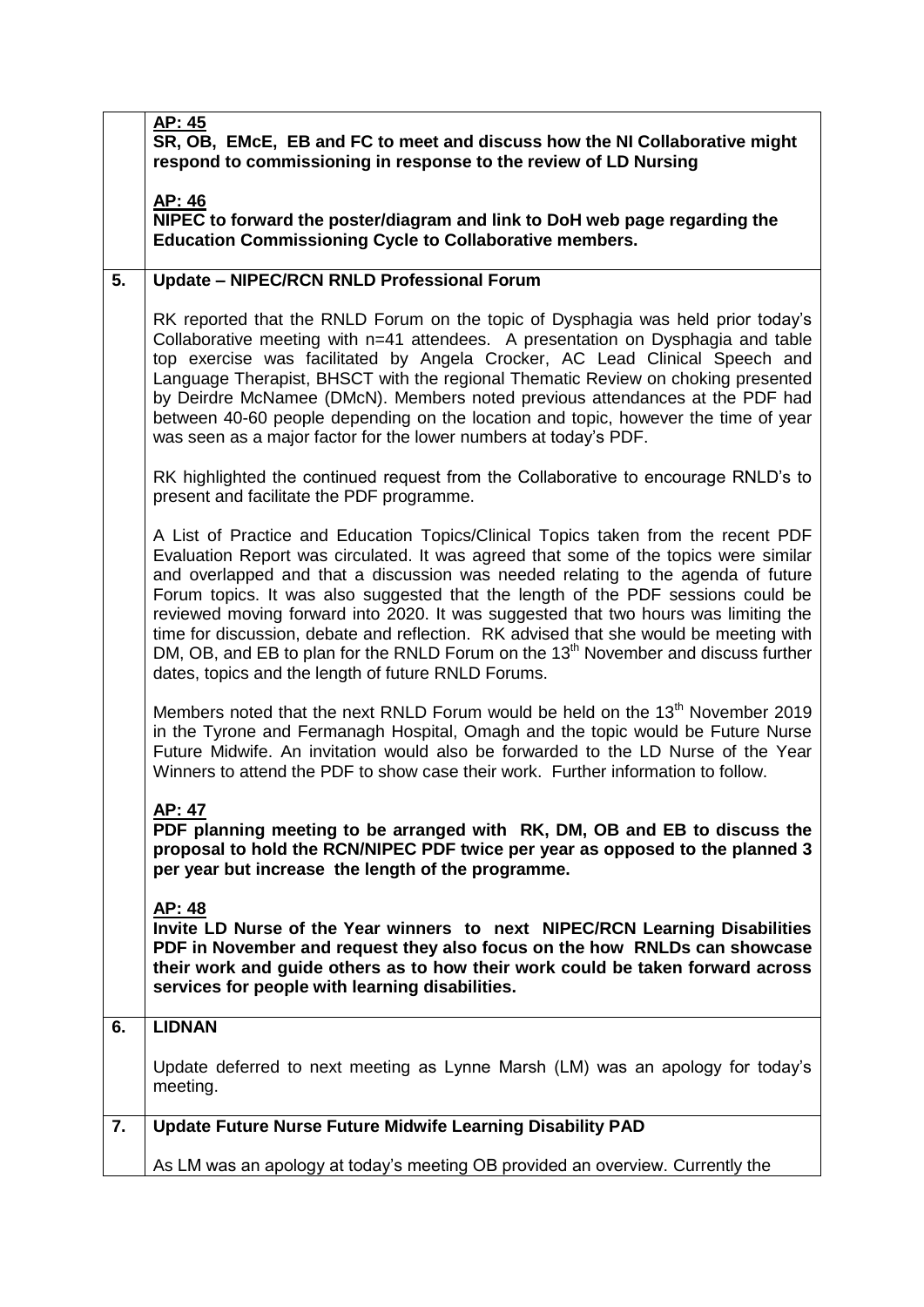| | |
|---|---|
| | **AP: 45**<br>**SR, OB, EMcE, EB and FC to meet and discuss how the NI Collaborative might respond to commissioning in response to the review of LD Nursing**<br><br>**AP: 46**<br>**NIPEC to forward the poster/diagram and link to DoH web page regarding the Education Commissioning Cycle to Collaborative members.** |
| **5.** | **Update – NIPEC/RCN RNLD Professional Forum**<br><br>RK reported that the RNLD Forum on the topic of Dysphagia was held prior today's Collaborative meeting with n=41 attendees. A presentation on Dysphagia and table top exercise was facilitated by Angela Crocker, AC Lead Clinical Speech and Language Therapist, BHSCT with the regional Thematic Review on choking presented by Deirdre McNamee (DMcN). Members noted previous attendances at the PDF had between 40-60 people depending on the location and topic, however the time of year was seen as a major factor for the lower numbers at today's PDF.<br><br>RK highlighted the continued request from the Collaborative to encourage RNLD's to present and facilitate the PDF programme.<br><br>A List of Practice and Education Topics/Clinical Topics taken from the recent PDF Evaluation Report was circulated. It was agreed that some of the topics were similar and overlapped and that a discussion was needed relating to the agenda of future Forum topics. It was also suggested that the length of the PDF sessions could be reviewed moving forward into 2020. It was suggested that two hours was limiting the time for discussion, debate and reflection. RK advised that she would be meeting with DM, OB, and EB to plan for the RNLD Forum on the 13th November and discuss further dates, topics and the length of future RNLD Forums.<br><br>Members noted that the next RNLD Forum would be held on the 13th November 2019 in the Tyrone and Fermanagh Hospital, Omagh and the topic would be Future Nurse Future Midwife. An invitation would also be forwarded to the LD Nurse of the Year Winners to attend the PDF to show case their work. Further information to follow.<br><br>**AP: 47**<br>**PDF planning meeting to be arranged with RK, DM, OB and EB to discuss the proposal to hold the RCN/NIPEC PDF twice per year as opposed to the planned 3 per year but increase the length of the programme.**<br><br>**AP: 48**<br>**Invite LD Nurse of the Year winners to next NIPEC/RCN Learning Disabilities PDF in November and request they also focus on the how RNLDs can showcase their work and guide others as to how their work could be taken forward across services for people with learning disabilities.** |
| **6.** | **LIDNAN**<br><br>Update deferred to next meeting as Lynne Marsh (LM) was an apology for today's meeting. |
| **7.** | **Update Future Nurse Future Midwife Learning Disability PAD**<br><br>As LM was an apology at today's meeting OB provided an overview. Currently the |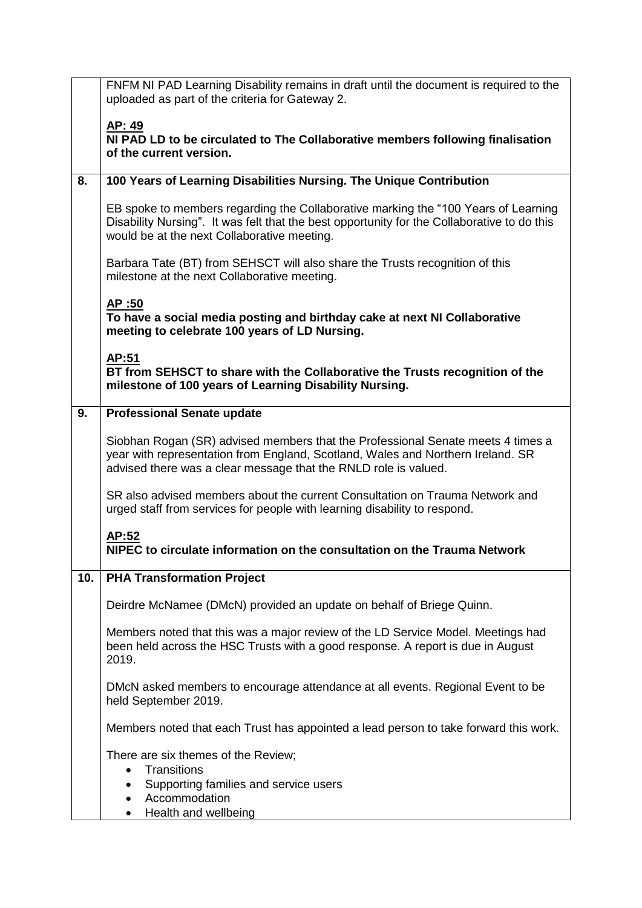| | |
|---|---|
| | FNFM NI PAD Learning Disability remains in draft until the document is required to the uploaded as part of the criteria for Gateway 2.<br><br>**AP: 49**<br>**NI PAD LD to be circulated to The Collaborative members following finalisation of the current version.** |
| **8.** | **100 Years of Learning Disabilities Nursing. The Unique Contribution**<br><br>EB spoke to members regarding the Collaborative marking the "100 Years of Learning Disability Nursing". It was felt that the best opportunity for the Collaborative to do this would be at the next Collaborative meeting.<br><br>Barbara Tate (BT) from SEHSCT will also share the Trusts recognition of this milestone at the next Collaborative meeting.<br><br>**AP :50**<br>**To have a social media posting and birthday cake at next NI Collaborative meeting to celebrate 100 years of LD Nursing.**<br><br>**AP:51**<br>**BT from SEHSCT to share with the Collaborative the Trusts recognition of the milestone of 100 years of Learning Disability Nursing.** |
| **9.** | **Professional Senate update**<br><br>Siobhan Rogan (SR) advised members that the Professional Senate meets 4 times a year with representation from England, Scotland, Wales and Northern Ireland. SR advised there was a clear message that the RNLD role is valued.<br><br>SR also advised members about the current Consultation on Trauma Network and urged staff from services for people with learning disability to respond.<br><br>**AP:52**<br>**NIPEC to circulate information on the consultation on the Trauma Network** |
| **10.** | **PHA Transformation Project**<br><br>Deirdre McNamee (DMcN) provided an update on behalf of Briege Quinn.<br><br>Members noted that this was a major review of the LD Service Model. Meetings had been held across the HSC Trusts with a good response. A report is due in August 2019.<br><br>DMcN asked members to encourage attendance at all events. Regional Event to be held September 2019.<br><br>Members noted that each Trust has appointed a lead person to take forward this work.<br><br>There are six themes of the Review;<br>• Transitions<br>• Supporting families and service users<br>• Accommodation<br>• Health and wellbeing |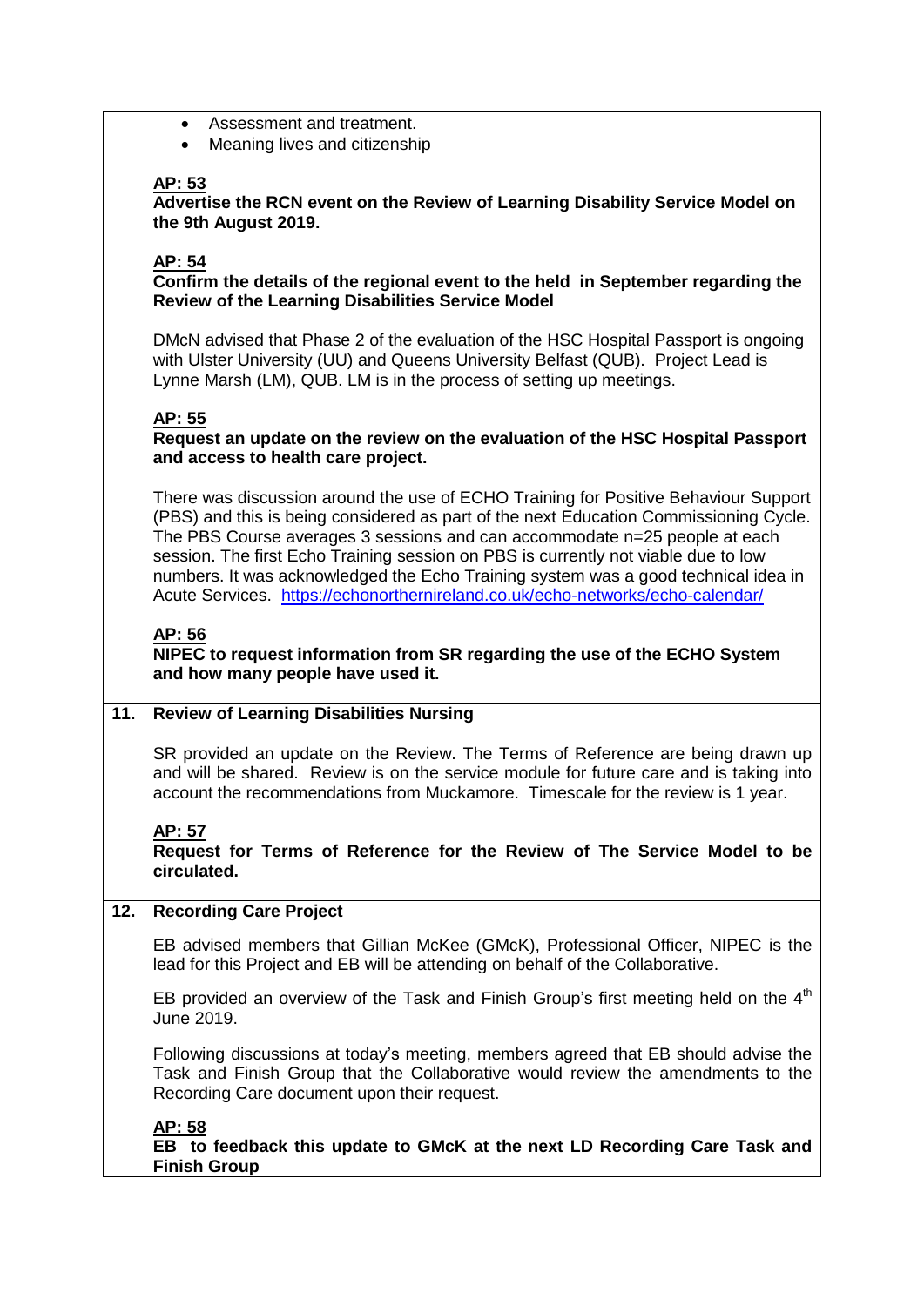| | |
|---|---|
| | - Assessment and treatment.<br>- Meaning lives and citizenship<br><br>**AP: 53**<br>**Advertise the RCN event on the Review of Learning Disability Service Model on the 9th August 2019.**<br><br>**AP: 54**<br>**Confirm the details of the regional event to the held in September regarding the Review of the Learning Disabilities Service Model**<br><br>DMcN advised that Phase 2 of the evaluation of the HSC Hospital Passport is ongoing with Ulster University (UU) and Queens University Belfast (QUB). Project Lead is Lynne Marsh (LM), QUB. LM is in the process of setting up meetings.<br><br>**AP: 55**<br>**Request an update on the review on the evaluation of the HSC Hospital Passport and access to health care project.**<br><br>There was discussion around the use of ECHO Training for Positive Behaviour Support (PBS) and this is being considered as part of the next Education Commissioning Cycle. The PBS Course averages 3 sessions and can accommodate n=25 people at each session. The first Echo Training session on PBS is currently not viable due to low numbers. It was acknowledged the Echo Training system was a good technical idea in Acute Services. https://echonorthernireland.co.uk/echo-networks/echo-calendar/<br><br>**AP: 56**<br>**NIPEC to request information from SR regarding the use of the ECHO System and how many people have used it.** |
| **11.** | **Review of Learning Disabilities Nursing**<br><br>SR provided an update on the Review. The Terms of Reference are being drawn up and will be shared. Review is on the service module for future care and is taking into account the recommendations from Muckamore. Timescale for the review is 1 year.<br><br>**AP: 57**<br>**Request for Terms of Reference for the Review of The Service Model to be circulated.** |
| **12.** | **Recording Care Project**<br><br>EB advised members that Gillian McKee (GMcK), Professional Officer, NIPEC is the lead for this Project and EB will be attending on behalf of the Collaborative.<br><br>EB provided an overview of the Task and Finish Group's first meeting held on the 4th June 2019.<br><br>Following discussions at today's meeting, members agreed that EB should advise the Task and Finish Group that the Collaborative would review the amendments to the Recording Care document upon their request.<br><br>**AP: 58**<br>**EB to feedback this update to GMcK at the next LD Recording Care Task and Finish Group** |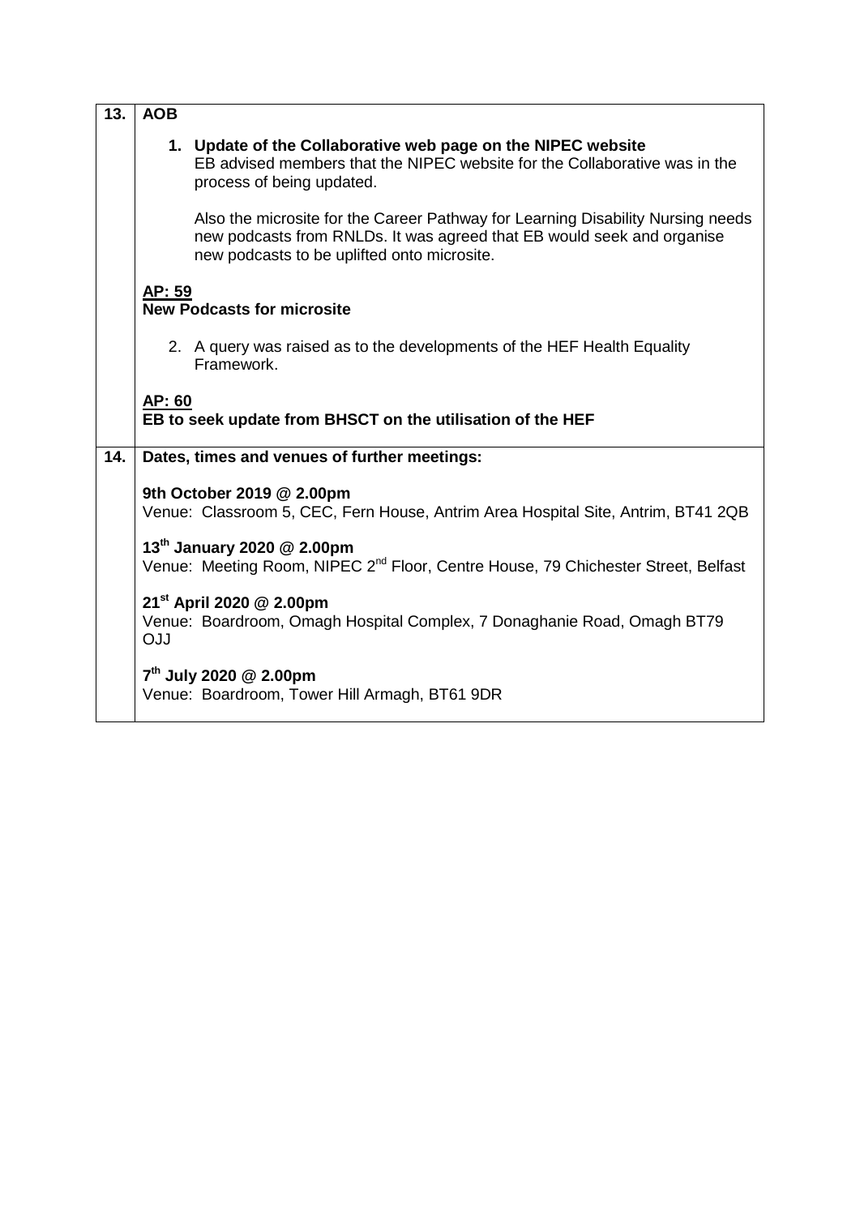| | |
|---|---|
| **13.** | **AOB**<br><br>**1. Update of the Collaborative web page on the NIPEC website**<br>EB advised members that the NIPEC website for the Collaborative was in the process of being updated.<br><br>Also the microsite for the Career Pathway for Learning Disability Nursing needs new podcasts from RNLDs. It was agreed that EB would seek and organise new podcasts to be uplifted onto microsite.<br><br>**AP: 59**<br>**New Podcasts for microsite**<br><br>2. A query was raised as to the developments of the HEF Health Equality Framework.<br><br>**AP: 60**<br>**EB to seek update from BHSCT on the utilisation of the HEF** |
| **14.** | **Dates, times and venues of further meetings:**<br><br>**9th October 2019 @ 2.00pm**<br>Venue: Classroom 5, CEC, Fern House, Antrim Area Hospital Site, Antrim, BT41 2QB<br><br>**13th January 2020 @ 2.00pm**<br>Venue: Meeting Room, NIPEC 2nd Floor, Centre House, 79 Chichester Street, Belfast<br><br>**21st April 2020 @ 2.00pm**<br>Venue: Boardroom, Omagh Hospital Complex, 7 Donaghanie Road, Omagh BT79 OJJ<br><br>**7th July 2020 @ 2.00pm**<br>Venue: Boardroom, Tower Hill Armagh, BT61 9DR |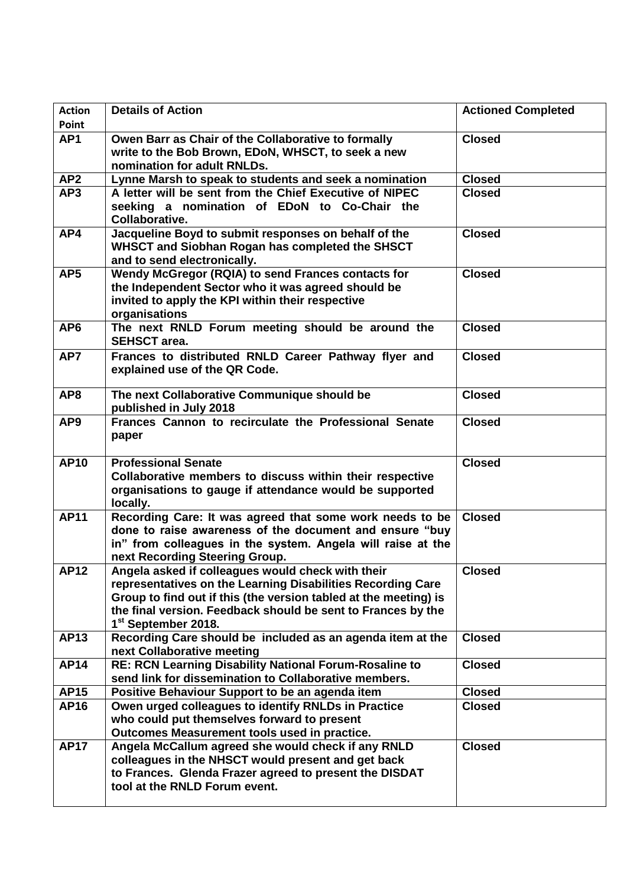| Action Point | Details of Action | Actioned Completed |
|---|---|---|
| **AP1** | **Owen Barr as Chair of the Collaborative to formally write to the Bob Brown, EDoN, WHSCT, to seek a new nomination for adult RNLDs.** | **Closed** |
| **AP2** | **Lynne Marsh to speak to students and seek a nomination** | **Closed** |
| **AP3** | **A letter will be sent from the Chief Executive of NIPEC seeking a nomination of EDoN to Co-Chair the Collaborative.** | **Closed** |
| **AP4** | **Jacqueline Boyd to submit responses on behalf of the WHSCT and Siobhan Rogan has completed the SHSCT and to send electronically.** | **Closed** |
| **AP5** | **Wendy McGregor (RQIA) to send Frances contacts for the Independent Sector who it was agreed should be invited to apply the KPI within their respective organisations** | **Closed** |
| **AP6** | **The next RNLD Forum meeting should be around the SEHSCT area.** | **Closed** |
| **AP7** | **Frances to distributed RNLD Career Pathway flyer and explained use of the QR Code.** | **Closed** |
| **AP8** | **The next Collaborative Communique should be published in July 2018** | **Closed** |
| **AP9** | **Frances Cannon to recirculate the Professional Senate paper** | **Closed** |
| **AP10** | **Professional Senate**<br>**Collaborative members to discuss within their respective organisations to gauge if attendance would be supported locally.** | **Closed** |
| **AP11** | **Recording Care: It was agreed that some work needs to be done to raise awareness of the document and ensure "buy in" from colleagues in the system. Angela will raise at the next Recording Steering Group.** | **Closed** |
| **AP12** | **Angela asked if colleagues would check with their representatives on the Learning Disabilities Recording Care Group to find out if this (the version tabled at the meeting) is the final version. Feedback should be sent to Frances by the 1st September 2018.** | **Closed** |
| **AP13** | **Recording Care should be included as an agenda item at the next Collaborative meeting** | **Closed** |
| **AP14** | **RE: RCN Learning Disability National Forum-Rosaline to send link for dissemination to Collaborative members.** | **Closed** |
| **AP15** | **Positive Behaviour Support to be an agenda item** | **Closed** |
| **AP16** | **Owen urged colleagues to identify RNLDs in Practice who could put themselves forward to present Outcomes Measurement tools used in practice.** | **Closed** |
| **AP17** | **Angela McCallum agreed she would check if any RNLD colleagues in the NHSCT would present and get back to Frances. Glenda Frazer agreed to present the DISDAT tool at the RNLD Forum event.** | **Closed** |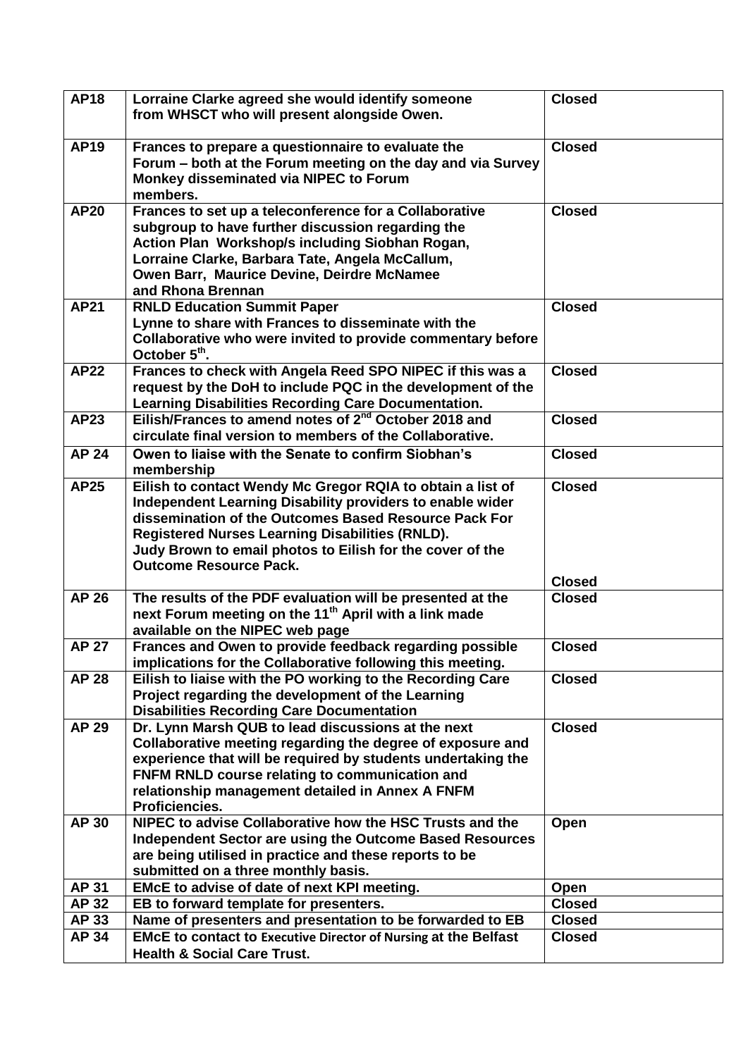| **AP18** | **Lorraine Clarke agreed she would identify someone from WHSCT who will present alongside Owen.** | **Closed** |
|---|---|---|
| **AP19** | **Frances to prepare a questionnaire to evaluate the Forum – both at the Forum meeting on the day and via Survey Monkey disseminated via NIPEC to Forum members.** | **Closed** |
| **AP20** | **Frances to set up a teleconference for a Collaborative subgroup to have further discussion regarding the Action Plan Workshop/s including Siobhan Rogan, Lorraine Clarke, Barbara Tate, Angela McCallum, Owen Barr, Maurice Devine, Deirdre McNamee and Rhona Brennan** | **Closed** |
| **AP21** | **RNLD Education Summit Paper**<br>**Lynne to share with Frances to disseminate with the Collaborative who were invited to provide commentary before October 5th.** | **Closed** |
| **AP22** | **Frances to check with Angela Reed SPO NIPEC if this was a request by the DoH to include PQC in the development of the Learning Disabilities Recording Care Documentation.** | **Closed** |
| **AP23** | **Eilish/Frances to amend notes of 2nd October 2018 and circulate final version to members of the Collaborative.** | **Closed** |
| **AP 24** | **Owen to liaise with the Senate to confirm Siobhan's membership** | **Closed** |
| **AP25** | **Eilish to contact Wendy Mc Gregor RQIA to obtain a list of Independent Learning Disability providers to enable wider dissemination of the Outcomes Based Resource Pack For Registered Nurses Learning Disabilities (RNLD).**<br>**Judy Brown to email photos to Eilish for the cover of the Outcome Resource Pack.** | **Closed**<br><br>**Closed** |
| **AP 26** | **The results of the PDF evaluation will be presented at the next Forum meeting on the 11th April with a link made available on the NIPEC web page** | **Closed** |
| **AP 27** | **Frances and Owen to provide feedback regarding possible implications for the Collaborative following this meeting.** | **Closed** |
| **AP 28** | **Eilish to liaise with the PO working to the Recording Care Project regarding the development of the Learning Disabilities Recording Care Documentation** | **Closed** |
| **AP 29** | **Dr. Lynn Marsh QUB to lead discussions at the next Collaborative meeting regarding the degree of exposure and experience that will be required by students undertaking the FNFM RNLD course relating to communication and relationship management detailed in Annex A FNFM Proficiencies.** | **Closed** |
| **AP 30** | **NIPEC to advise Collaborative how the HSC Trusts and the Independent Sector are using the Outcome Based Resources are being utilised in practice and these reports to be submitted on a three monthly basis.** | **Open** |
| **AP 31** | **EMcE to advise of date of next KPI meeting.** | **Open** |
| **AP 32** | **EB to forward template for presenters.** | **Closed** |
| **AP 33** | **Name of presenters and presentation to be forwarded to EB** | **Closed** |
| **AP 34** | **EMcE to contact to Executive Director of Nursing at the Belfast Health & Social Care Trust.** | **Closed** |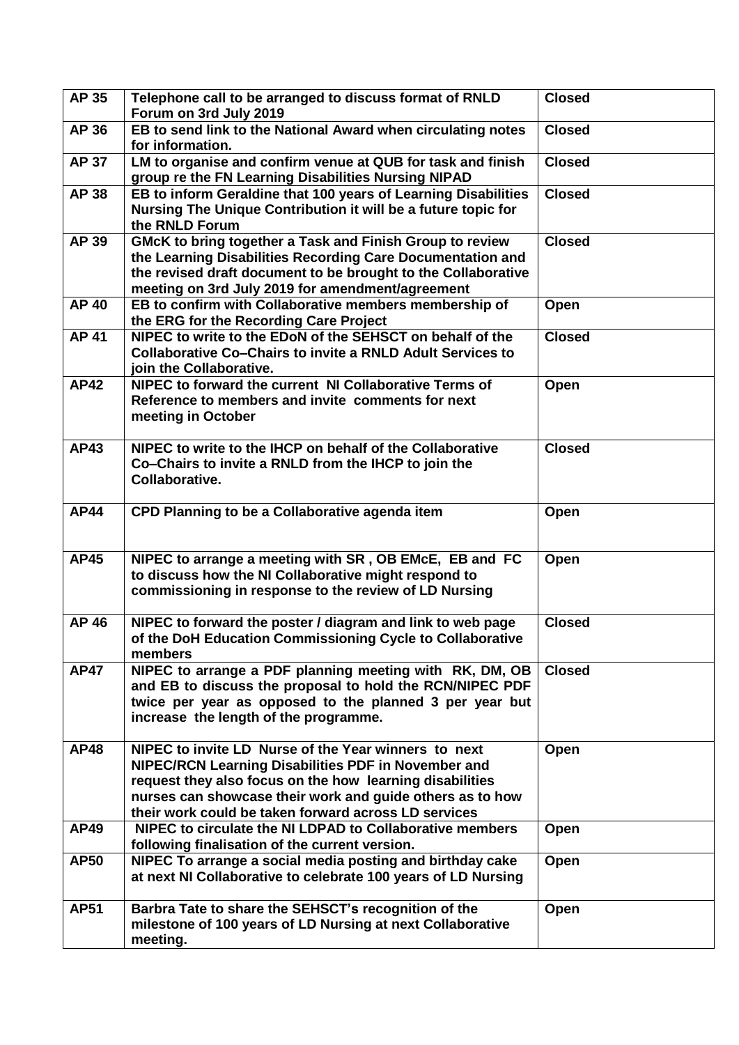| **AP 35** | **Telephone call to be arranged to discuss format of RNLD Forum on 3rd July 2019** | **Closed** |
|---|---|---|
| **AP 36** | **EB to send link to the National Award when circulating notes for information.** | **Closed** |
| **AP 37** | **LM to organise and confirm venue at QUB for task and finish group re the FN Learning Disabilities Nursing NIPAD** | **Closed** |
| **AP 38** | **EB to inform Geraldine that 100 years of Learning Disabilities Nursing The Unique Contribution it will be a future topic for the RNLD Forum** | **Closed** |
| **AP 39** | **GMcK to bring together a Task and Finish Group to review the Learning Disabilities Recording Care Documentation and the revised draft document to be brought to the Collaborative meeting on 3rd July 2019 for amendment/agreement** | **Closed** |
| **AP 40** | **EB to confirm with Collaborative members membership of the ERG for the Recording Care Project** | **Open** |
| **AP 41** | **NIPEC to write to the EDoN of the SEHSCT on behalf of the Collaborative Co–Chairs to invite a RNLD Adult Services to join the Collaborative.** | **Closed** |
| **AP42** | **NIPEC to forward the current NI Collaborative Terms of Reference to members and invite comments for next meeting in October** | **Open** |
| **AP43** | **NIPEC to write to the IHCP on behalf of the Collaborative Co–Chairs to invite a RNLD from the IHCP to join the Collaborative.** | **Closed** |
| **AP44** | **CPD Planning to be a Collaborative agenda item** | **Open** |
| **AP45** | **NIPEC to arrange a meeting with SR , OB EMcE, EB and FC to discuss how the NI Collaborative might respond to commissioning in response to the review of LD Nursing** | **Open** |
| **AP 46** | **NIPEC to forward the poster / diagram and link to web page of the DoH Education Commissioning Cycle to Collaborative members** | **Closed** |
| **AP47** | **NIPEC to arrange a PDF planning meeting with RK, DM, OB and EB to discuss the proposal to hold the RCN/NIPEC PDF twice per year as opposed to the planned 3 per year but increase the length of the programme.** | **Closed** |
| **AP48** | **NIPEC to invite LD Nurse of the Year winners to next NIPEC/RCN Learning Disabilities PDF in November and request they also focus on the how learning disabilities nurses can showcase their work and guide others as to how their work could be taken forward across LD services** | **Open** |
| **AP49** | **NIPEC to circulate the NI LDPAD to Collaborative members following finalisation of the current version.** | **Open** |
| **AP50** | **NIPEC To arrange a social media posting and birthday cake at next NI Collaborative to celebrate 100 years of LD Nursing** | **Open** |
| **AP51** | **Barbra Tate to share the SEHSCT's recognition of the milestone of 100 years of LD Nursing at next Collaborative meeting.** | **Open** |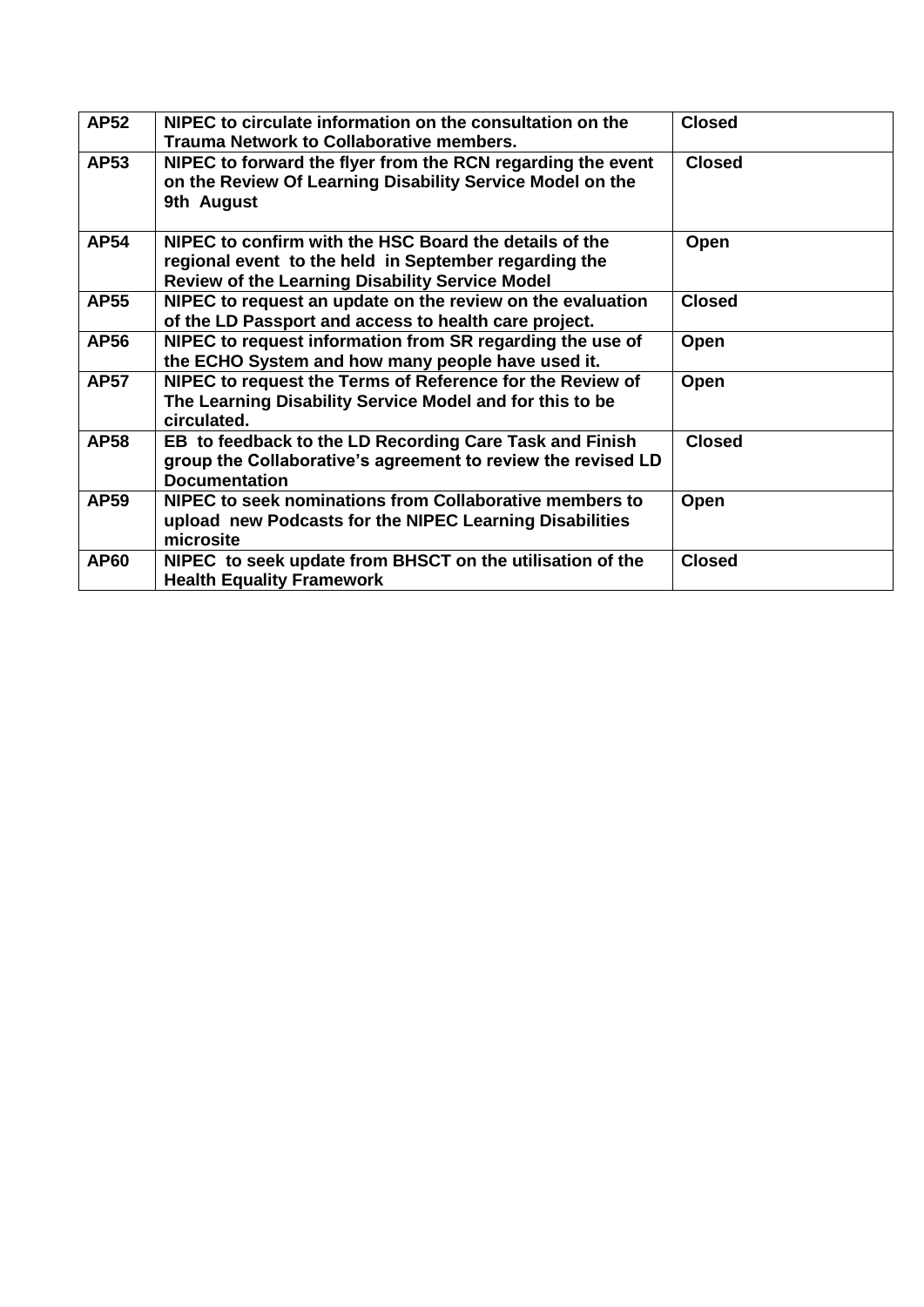| | | |
|---|---|---|
| **AP52** | **NIPEC to circulate information on the consultation on the Trauma Network to Collaborative members.** | **Closed** |
| **AP53** | **NIPEC to forward the flyer from the RCN regarding the event on the Review Of Learning Disability Service Model on the 9th August** | **Closed** |
| **AP54** | **NIPEC to confirm with the HSC Board the details of the regional event to the held in September regarding the Review of the Learning Disability Service Model** | **Open** |
| **AP55** | **NIPEC to request an update on the review on the evaluation of the LD Passport and access to health care project.** | **Closed** |
| **AP56** | **NIPEC to request information from SR regarding the use of the ECHO System and how many people have used it.** | **Open** |
| **AP57** | **NIPEC to request the Terms of Reference for the Review of The Learning Disability Service Model and for this to be circulated.** | **Open** |
| **AP58** | **EB to feedback to the LD Recording Care Task and Finish group the Collaborative's agreement to review the revised LD Documentation** | **Closed** |
| **AP59** | **NIPEC to seek nominations from Collaborative members to upload new Podcasts for the NIPEC Learning Disabilities microsite** | **Open** |
| **AP60** | **NIPEC to seek update from BHSCT on the utilisation of the Health Equality Framework** | **Closed** |